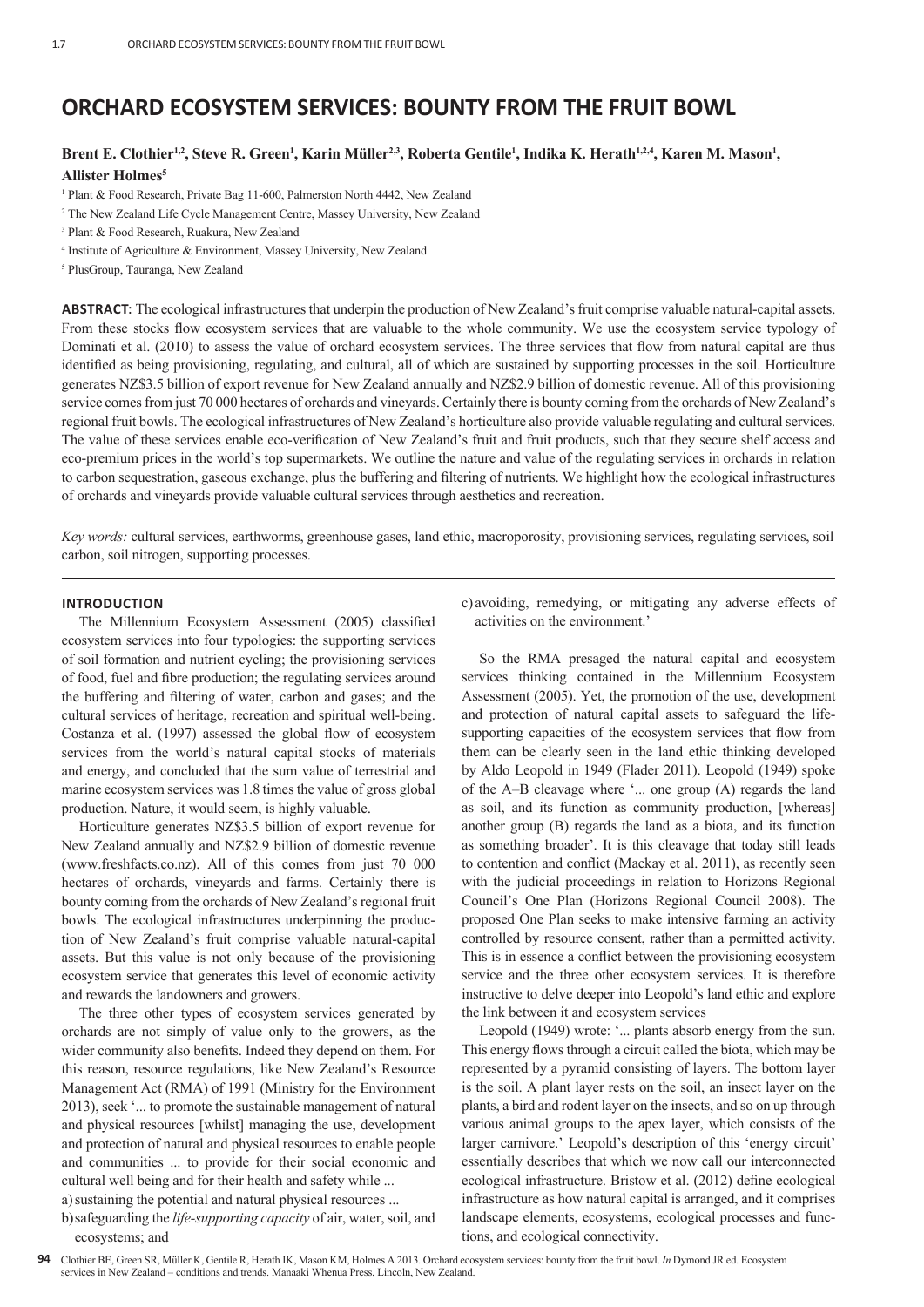# ORCHARD ECOSYSTEM SERVICES: BOUNTY FROM THE FRUIT BOWL

**Brent E. Clothier[1,2], Steve R. Green[1], Karin Müller[2,3], Roberta Gentile[1], Indika K. Herath[1,2,4], Karen M. Mason[1], Allister Holmes[5]**

[1] Plant & Food Research, Private Bag 11-600, Palmerston North 4442, New Zealand
[2] The New Zealand Life Cycle Management Centre, Massey University, New Zealand
[3] Plant & Food Research, Ruakura, New Zealand
[4] Institute of Agriculture & Environment, Massey University, New Zealand
[5] PlusGroup, Tauranga, New Zealand

**ABSTRACT**: The ecological infrastructures that underpin the production of New Zealand's fruit comprise valuable natural-capital assets. From these stocks flow ecosystem services that are valuable to the whole community. We use the ecosystem service typology of Dominati et al. (2010) to assess the value of orchard ecosystem services. The three services that flow from natural capital are thus identified as being provisioning, regulating, and cultural, all of which are sustained by supporting processes in the soil. Horticulture generates NZ$3.5 billion of export revenue for New Zealand annually and NZ$2.9 billion of domestic revenue. All of this provisioning service comes from just 70 000 hectares of orchards and vineyards. Certainly there is bounty coming from the orchards of New Zealand's regional fruit bowls. The ecological infrastructures of New Zealand's horticulture also provide valuable regulating and cultural services. The value of these services enable eco-verification of New Zealand's fruit and fruit products, such that they secure shelf access and eco-premium prices in the world's top supermarkets. We outline the nature and value of the regulating services in orchards in relation to carbon sequestration, gaseous exchange, plus the buffering and filtering of nutrients. We highlight how the ecological infrastructures of orchards and vineyards provide valuable cultural services through aesthetics and recreation.

*Key words:* cultural services, earthworms, greenhouse gases, land ethic, macroporosity, provisioning services, regulating services, soil carbon, soil nitrogen, supporting processes.

## INTRODUCTION

The Millennium Ecosystem Assessment (2005) classified ecosystem services into four typologies: the supporting services of soil formation and nutrient cycling; the provisioning services of food, fuel and fibre production; the regulating services around the buffering and filtering of water, carbon and gases; and the cultural services of heritage, recreation and spiritual well-being. Costanza et al. (1997) assessed the global flow of ecosystem services from the world's natural capital stocks of materials and energy, and concluded that the sum value of terrestrial and marine ecosystem services was 1.8 times the value of gross global production. Nature, it would seem, is highly valuable.

Horticulture generates NZ$3.5 billion of export revenue for New Zealand annually and NZ$2.9 billion of domestic revenue (www.freshfacts.co.nz). All of this comes from just 70 000 hectares of orchards, vineyards and farms. Certainly there is bounty coming from the orchards of New Zealand's regional fruit bowls. The ecological infrastructures underpinning the production of New Zealand's fruit comprise valuable natural-capital assets. But this value is not only because of the provisioning ecosystem service that generates this level of economic activity and rewards the landowners and growers.

The three other types of ecosystem services generated by orchards are not simply of value only to the growers, as the wider community also benefits. Indeed they depend on them. For this reason, resource regulations, like New Zealand's Resource Management Act (RMA) of 1991 (Ministry for the Environment 2013), seek '... to promote the sustainable management of natural and physical resources [whilst] managing the use, development and protection of natural and physical resources to enable people and communities ... to provide for their social economic and cultural well being and for their health and safety while ...

a) sustaining the potential and natural physical resources ...
b) safeguarding the *life-supporting capacity* of air, water, soil, and ecosystems; and
c) avoiding, remedying, or mitigating any adverse effects of activities on the environment.'

So the RMA presaged the natural capital and ecosystem services thinking contained in the Millennium Ecosystem Assessment (2005). Yet, the promotion of the use, development and protection of natural capital assets to safeguard the life-supporting capacities of the ecosystem services that flow from them can be clearly seen in the land ethic thinking developed by Aldo Leopold in 1949 (Flader 2011). Leopold (1949) spoke of the A–B cleavage where '... one group (A) regards the land as soil, and its function as community production, [whereas] another group (B) regards the land as a biota, and its function as something broader'. It is this cleavage that today still leads to contention and conflict (Mackay et al. 2011), as recently seen with the judicial proceedings in relation to Horizons Regional Council's One Plan (Horizons Regional Council 2008). The proposed One Plan seeks to make intensive farming an activity controlled by resource consent, rather than a permitted activity. This is in essence a conflict between the provisioning ecosystem service and the three other ecosystem services. It is therefore instructive to delve deeper into Leopold's land ethic and explore the link between it and ecosystem services

Leopold (1949) wrote: '... plants absorb energy from the sun. This energy flows through a circuit called the biota, which may be represented by a pyramid consisting of layers. The bottom layer is the soil. A plant layer rests on the soil, an insect layer on the plants, a bird and rodent layer on the insects, and so on up through various animal groups to the apex layer, which consists of the larger carnivore.' Leopold's description of this 'energy circuit' essentially describes that which we now call our interconnected ecological infrastructure. Bristow et al. (2012) define ecological infrastructure as how natural capital is arranged, and it comprises landscape elements, ecosystems, ecological processes and functions, and ecological connectivity.

Clothier BE, Green SR, Müller K, Gentile R, Herath IK, Mason KM, Holmes A 2013. Orchard ecosystem services: bounty from the fruit bowl. *In* Dymond JR ed. Ecosystem services in New Zealand – conditions and trends. Manaaki Whenua Press, Lincoln, New Zealand.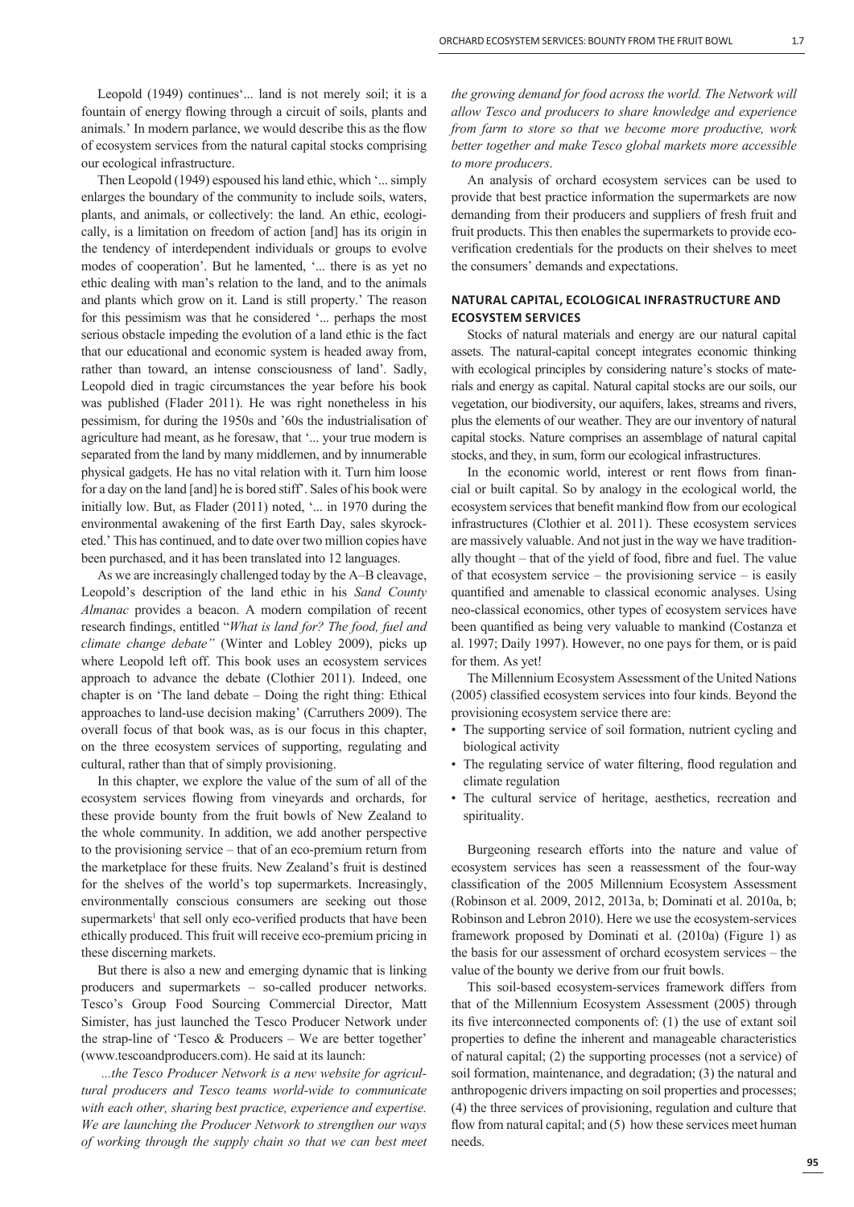Leopold (1949) continues'... land is not merely soil; it is a fountain of energy flowing through a circuit of soils, plants and animals.' In modern parlance, we would describe this as the flow of ecosystem services from the natural capital stocks comprising our ecological infrastructure.

Then Leopold (1949) espoused his land ethic, which '... simply enlarges the boundary of the community to include soils, waters, plants, and animals, or collectively: the land. An ethic, ecologically, is a limitation on freedom of action [and] has its origin in the tendency of interdependent individuals or groups to evolve modes of cooperation'. But he lamented, '... there is as yet no ethic dealing with man's relation to the land, and to the animals and plants which grow on it. Land is still property.' The reason for this pessimism was that he considered '... perhaps the most serious obstacle impeding the evolution of a land ethic is the fact that our educational and economic system is headed away from, rather than toward, an intense consciousness of land'. Sadly, Leopold died in tragic circumstances the year before his book was published (Flader 2011). He was right nonetheless in his pessimism, for during the 1950s and '60s the industrialisation of agriculture had meant, as he foresaw, that '... your true modern is separated from the land by many middlemen, and by innumerable physical gadgets. He has no vital relation with it. Turn him loose for a day on the land [and] he is bored stiff'. Sales of his book were initially low. But, as Flader (2011) noted, '... in 1970 during the environmental awakening of the first Earth Day, sales skyrocketed.' This has continued, and to date over two million copies have been purchased, and it has been translated into 12 languages.

As we are increasingly challenged today by the A–B cleavage, Leopold's description of the land ethic in his *Sand County Almanac* provides a beacon. A modern compilation of recent research findings, entitled "*What is land for? The food, fuel and climate change debate"* (Winter and Lobley 2009), picks up where Leopold left off. This book uses an ecosystem services approach to advance the debate (Clothier 2011). Indeed, one chapter is on 'The land debate – Doing the right thing: Ethical approaches to land-use decision making' (Carruthers 2009). The overall focus of that book was, as is our focus in this chapter, on the three ecosystem services of supporting, regulating and cultural, rather than that of simply provisioning.

In this chapter, we explore the value of the sum of all of the ecosystem services flowing from vineyards and orchards, for these provide bounty from the fruit bowls of New Zealand to the whole community. In addition, we add another perspective to the provisioning service – that of an eco-premium return from the marketplace for these fruits. New Zealand's fruit is destined for the shelves of the world's top supermarkets. Increasingly, environmentally conscious consumers are seeking out those supermarkets[1] that sell only eco-verified products that have been ethically produced. This fruit will receive eco-premium pricing in these discerning markets.

But there is also a new and emerging dynamic that is linking producers and supermarkets – so-called producer networks. Tesco's Group Food Sourcing Commercial Director, Matt Simister, has just launched the Tesco Producer Network under the strap-line of 'Tesco & Producers – We are better together' (www.tescoandproducers.com). He said at its launch:

> *...the Tesco Producer Network is a new website for agricultural producers and Tesco teams world-wide to communicate with each other, sharing best practice, experience and expertise. We are launching the Producer Network to strengthen our ways of working through the supply chain so that we can best meet the growing demand for food across the world. The Network will allow Tesco and producers to share knowledge and experience from farm to store so that we become more productive, work better together and make Tesco global markets more accessible to more producers*.

An analysis of orchard ecosystem services can be used to provide that best practice information the supermarkets are now demanding from their producers and suppliers of fresh fruit and fruit products. This then enables the supermarkets to provide eco-verification credentials for the products on their shelves to meet the consumers' demands and expectations.

## NATURAL CAPITAL, ECOLOGICAL INFRASTRUCTURE AND ECOSYSTEM SERVICES

Stocks of natural materials and energy are our natural capital assets. The natural-capital concept integrates economic thinking with ecological principles by considering nature's stocks of materials and energy as capital. Natural capital stocks are our soils, our vegetation, our biodiversity, our aquifers, lakes, streams and rivers, plus the elements of our weather. They are our inventory of natural capital stocks. Nature comprises an assemblage of natural capital stocks, and they, in sum, form our ecological infrastructures.

In the economic world, interest or rent flows from financial or built capital. So by analogy in the ecological world, the ecosystem services that benefit mankind flow from our ecological infrastructures (Clothier et al. 2011). These ecosystem services are massively valuable. And not just in the way we have traditionally thought – that of the yield of food, fibre and fuel. The value of that ecosystem service – the provisioning service – is easily quantified and amenable to classical economic analyses. Using neo-classical economics, other types of ecosystem services have been quantified as being very valuable to mankind (Costanza et al. 1997; Daily 1997). However, no one pays for them, or is paid for them. As yet!

The Millennium Ecosystem Assessment of the United Nations (2005) classified ecosystem services into four kinds. Beyond the provisioning ecosystem service there are:

- The supporting service of soil formation, nutrient cycling and biological activity
- The regulating service of water filtering, flood regulation and climate regulation
- The cultural service of heritage, aesthetics, recreation and spirituality.

Burgeoning research efforts into the nature and value of ecosystem services has seen a reassessment of the four-way classification of the 2005 Millennium Ecosystem Assessment (Robinson et al. 2009, 2012, 2013a, b; Dominati et al. 2010a, b; Robinson and Lebron 2010). Here we use the ecosystem-services framework proposed by Dominati et al. (2010a) (Figure 1) as the basis for our assessment of orchard ecosystem services – the value of the bounty we derive from our fruit bowls.

This soil-based ecosystem-services framework differs from that of the Millennium Ecosystem Assessment (2005) through its five interconnected components of: (1) the use of extant soil properties to define the inherent and manageable characteristics of natural capital; (2) the supporting processes (not a service) of soil formation, maintenance, and degradation; (3) the natural and anthropogenic drivers impacting on soil properties and processes; (4) the three services of provisioning, regulation and culture that flow from natural capital; and (5) how these services meet human needs.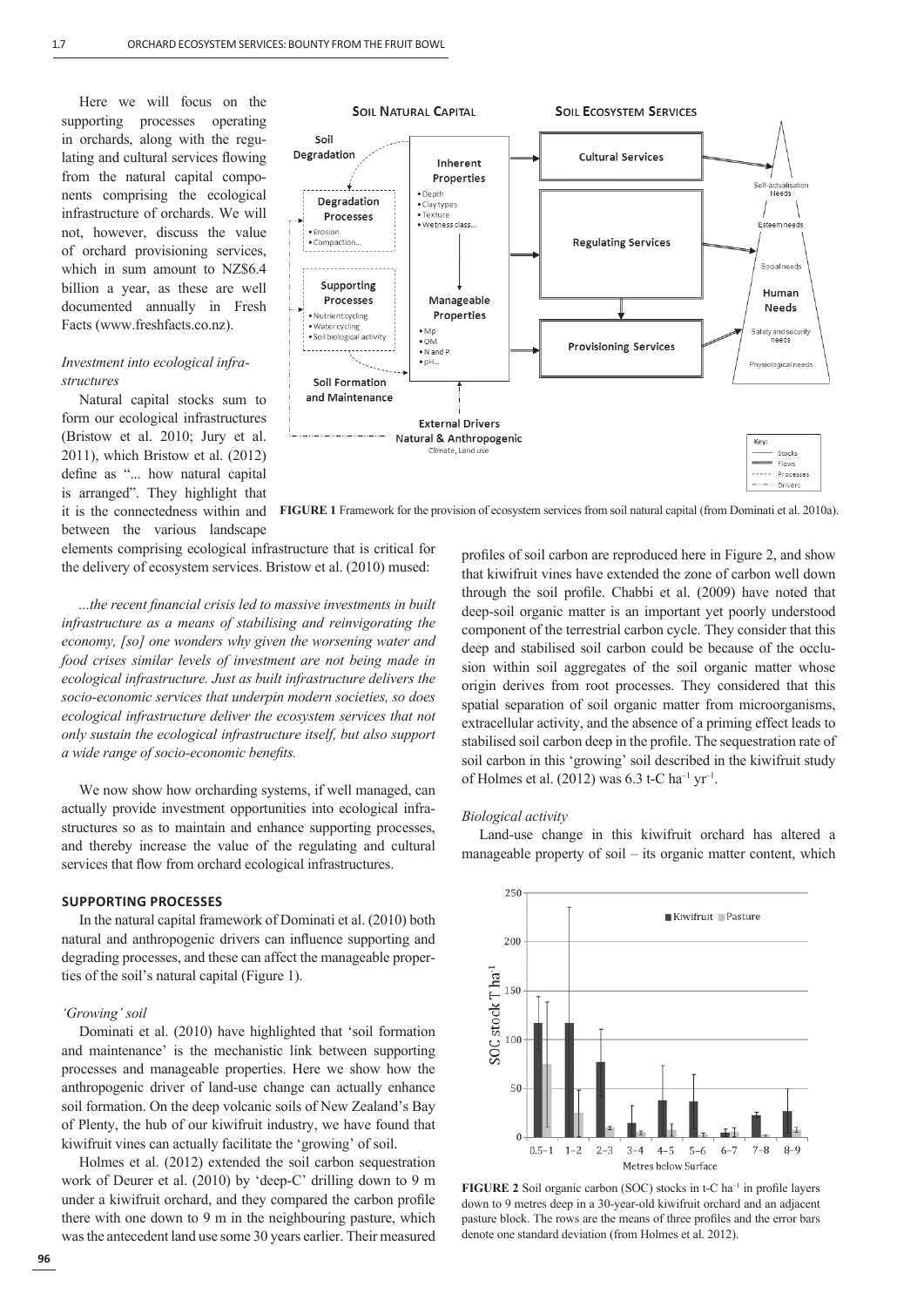Here we will focus on the supporting processes operating in orchards, along with the regulating and cultural services flowing from the natural capital components comprising the ecological infrastructure of orchards. We will not, however, discuss the value of orchard provisioning services, which in sum amount to NZ$6.4 billion a year, as these are well documented annually in Fresh Facts (www.freshfacts.co.nz).

*Investment into ecological infrastructures*

Natural capital stocks sum to form our ecological infrastructures (Bristow et al. 2010; Jury et al. 2011), which Bristow et al. (2012) define as "... how natural capital is arranged". They highlight that it is the connectedness within and between the various landscape elements comprising ecological infrastructure that is critical for the delivery of ecosystem services. Bristow et al. (2010) mused:

> *...the recent financial crisis led to massive investments in built infrastructure as a means of stabilising and reinvigorating the economy, [so] one wonders why given the worsening water and food crises similar levels of investment are not being made in ecological infrastructure. Just as built infrastructure delivers the socio-economic services that underpin modern societies, so does ecological infrastructure deliver the ecosystem services that not only sustain the ecological infrastructure itself, but also support a wide range of socio-economic benefits.*

We now show how orcharding systems, if well managed, can actually provide investment opportunities into ecological infrastructures so as to maintain and enhance supporting processes, and thereby increase the value of the regulating and cultural services that flow from orchard ecological infrastructures.

**FIGURE 1** Framework for the provision of ecosystem services from soil natural capital (from Dominati et al. 2010a).

## SUPPORTING PROCESSES

In the natural capital framework of Dominati et al. (2010) both natural and anthropogenic drivers can influence supporting and degrading processes, and these can affect the manageable properties of the soil's natural capital (Figure 1).

*'Growing' soil*

Dominati et al. (2010) have highlighted that 'soil formation and maintenance' is the mechanistic link between supporting processes and manageable properties. Here we show how the anthropogenic driver of land-use change can actually enhance soil formation. On the deep volcanic soils of New Zealand's Bay of Plenty, the hub of our kiwifruit industry, we have found that kiwifruit vines can actually facilitate the 'growing' of soil.

Holmes et al. (2012) extended the soil carbon sequestration work of Deurer et al. (2010) by 'deep-C' drilling down to 9 m under a kiwifruit orchard, and they compared the carbon profile there with one down to 9 m in the neighbouring pasture, which was the antecedent land use some 30 years earlier. Their measured profiles of soil carbon are reproduced here in Figure 2, and show that kiwifruit vines have extended the zone of carbon well down through the soil profile. Chabbi et al. (2009) have noted that deep-soil organic matter is an important yet poorly understood component of the terrestrial carbon cycle. They consider that this deep and stabilised soil carbon could be because of the occlusion within soil aggregates of the soil organic matter whose origin derives from root processes. They considered that this spatial separation of soil organic matter from microorganisms, extracellular activity, and the absence of a priming effect leads to stabilised soil carbon deep in the profile. The sequestration rate of soil carbon in this 'growing' soil described in the kiwifruit study of Holmes et al. (2012) was 6.3 t-C ha$^{-1}$ yr$^{-1}$.

*Biological activity*

Land-use change in this kiwifruit orchard has altered a manageable property of soil – its organic matter content, which

**FIGURE 2** Soil organic carbon (SOC) stocks in t-C ha$^{-1}$ in profile layers down to 9 metres deep in a 30-year-old kiwifruit orchard and an adjacent pasture block. The rows are the means of three profiles and the error bars denote one standard deviation (from Holmes et al. 2012).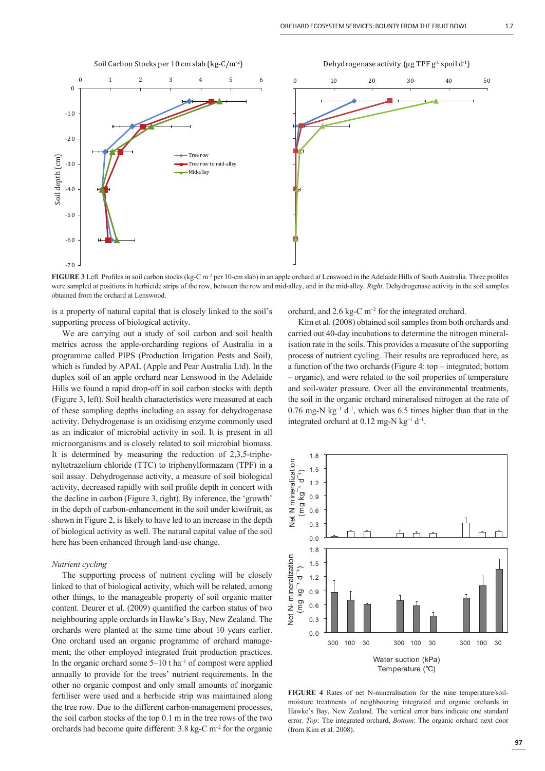**FIGURE 3** Left. Profiles in soil carbon stocks (kg-C $m^{-2}$ per 10-cm slab) in an apple orchard at Lenswood in the Adelaide Hills of South Australia. Three profiles were sampled at positions in herbicide strips of the row, between the row and mid-alley, and in the mid-alley. *Right*. Dehydrogenase activity in the soil samples obtained from the orchard at Lenswood.

is a property of natural capital that is closely linked to the soil's supporting process of biological activity.

We are carrying out a study of soil carbon and soil health metrics across the apple-orcharding regions of Australia in a programme called PIPS (Production Irrigation Pests and Soil), which is funded by APAL (Apple and Pear Australia Ltd). In the duplex soil of an apple orchard near Lenswood in the Adelaide Hills we found a rapid drop-off in soil carbon stocks with depth (Figure 3, left). Soil health characteristics were measured at each of these sampling depths including an assay for dehydrogenase activity. Dehydrogenase is an oxidising enzyme commonly used as an indicator of microbial activity in soil. It is present in all microorganisms and is closely related to soil microbial biomass. It is determined by measuring the reduction of 2,3,5-triphenyltetrazolium chloride (TTC) to triphenylformazam (TPF) in a soil assay. Dehydrogenase activity, a measure of soil biological activity, decreased rapidly with soil profile depth in concert with the decline in carbon (Figure 3, right). By inference, the 'growth' in the depth of carbon-enhancement in the soil under kiwifruit, as shown in Figure 2, is likely to have led to an increase in the depth of biological activity as well. The natural capital value of the soil here has been enhanced through land-use change.

*Nutrient cycling*

The supporting process of nutrient cycling will be closely linked to that of biological activity, which will be related, among other things, to the manageable property of soil organic matter content. Deurer et al. (2009) quantified the carbon status of two neighbouring apple orchards in Hawke's Bay, New Zealand. The orchards were planted at the same time about 10 years earlier. One orchard used an organic programme of orchard management; the other employed integrated fruit production practices. In the organic orchard some 5–10 t $ha^{-1}$ of compost were applied annually to provide for the trees' nutrient requirements. In the other no organic compost and only small amounts of inorganic fertiliser were used and a herbicide strip was maintained along the tree row. Due to the different carbon-management processes, the soil carbon stocks of the top 0.1 m in the tree rows of the two orchards had become quite different: 3.8 kg-C $m^{-2}$ for the organic orchard, and 2.6 kg-C $m^{-2}$ for the integrated orchard.

Kim et al. (2008) obtained soil samples from both orchards and carried out 40-day incubations to determine the nitrogen mineralisation rate in the soils. This provides a measure of the supporting process of nutrient cycling. Their results are reproduced here, as a function of the two orchards (Figure 4: top – integrated; bottom – organic), and were related to the soil properties of temperature and soil-water pressure. Over all the environmental treatments, the soil in the organic orchard mineralised nitrogen at the rate of 0.76 mg-N $kg^{-1}$ $d^{-1}$, which was 6.5 times higher than that in the integrated orchard at 0.12 mg-N $kg^{-1}$ $d^{-1}$.

**FIGURE 4** Rates of net N-mineralisation for the nine temperature/soil-moisture treatments of neighbouring integrated and organic orchards in Hawke's Bay, New Zealand. The vertical error bars indicate one standard error. *Top*: The integrated orchard, *Bottom*: The organic orchard next door (from Kim et al. 2008).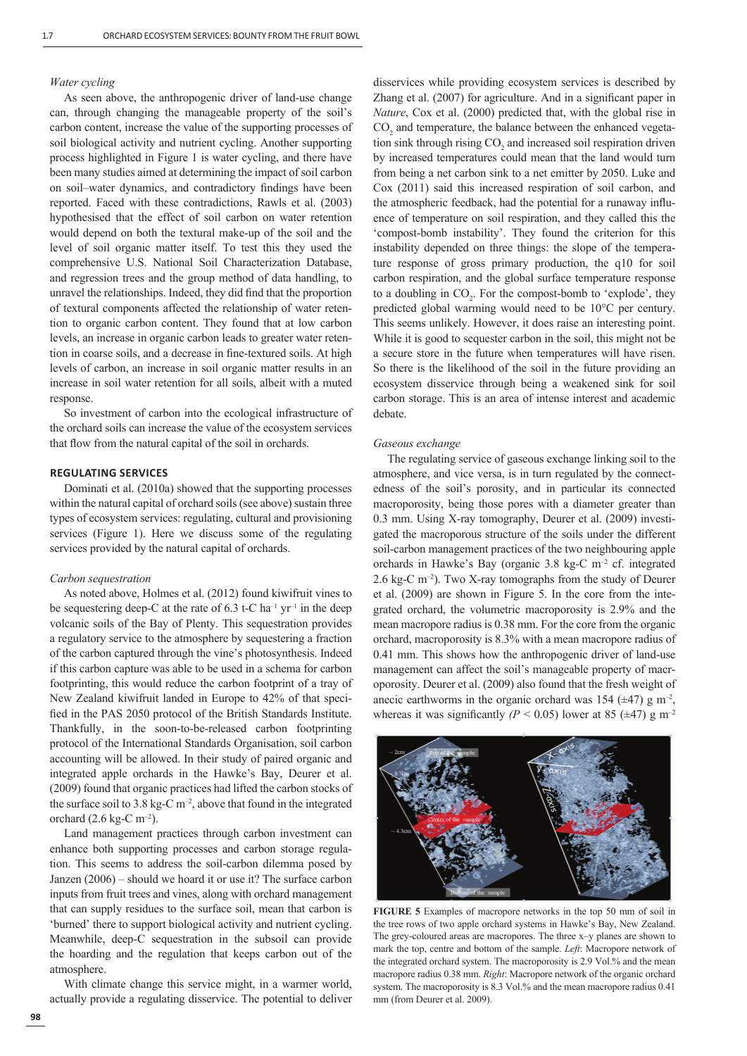*Water cycling*

As seen above, the anthropogenic driver of land-use change can, through changing the manageable property of the soil's carbon content, increase the value of the supporting processes of soil biological activity and nutrient cycling. Another supporting process highlighted in Figure 1 is water cycling, and there have been many studies aimed at determining the impact of soil carbon on soil–water dynamics, and contradictory findings have been reported. Faced with these contradictions, Rawls et al. (2003) hypothesised that the effect of soil carbon on water retention would depend on both the textural make-up of the soil and the level of soil organic matter itself. To test this they used the comprehensive U.S. National Soil Characterization Database, and regression trees and the group method of data handling, to unravel the relationships. Indeed, they did find that the proportion of textural components affected the relationship of water retention to organic carbon content. They found that at low carbon levels, an increase in organic carbon leads to greater water retention in coarse soils, and a decrease in fine-textured soils. At high levels of carbon, an increase in soil organic matter results in an increase in soil water retention for all soils, albeit with a muted response.

So investment of carbon into the ecological infrastructure of the orchard soils can increase the value of the ecosystem services that flow from the natural capital of the soil in orchards.

## REGULATING SERVICES

Dominati et al. (2010a) showed that the supporting processes within the natural capital of orchard soils (see above) sustain three types of ecosystem services: regulating, cultural and provisioning services (Figure 1). Here we discuss some of the regulating services provided by the natural capital of orchards.

*Carbon sequestration*

As noted above, Holmes et al. (2012) found kiwifruit vines to be sequestering deep-C at the rate of 6.3 t-C ha$^{-1}$ yr$^{-1}$ in the deep volcanic soils of the Bay of Plenty. This sequestration provides a regulatory service to the atmosphere by sequestering a fraction of the carbon captured through the vine's photosynthesis. Indeed if this carbon capture was able to be used in a schema for carbon footprinting, this would reduce the carbon footprint of a tray of New Zealand kiwifruit landed in Europe to 42% of that specified in the PAS 2050 protocol of the British Standards Institute. Thankfully, in the soon-to-be-released carbon footprinting protocol of the International Standards Organisation, soil carbon accounting will be allowed. In their study of paired organic and integrated apple orchards in the Hawke's Bay, Deurer et al. (2009) found that organic practices had lifted the carbon stocks of the surface soil to 3.8 kg-C m$^{-2}$, above that found in the integrated orchard (2.6 kg-C m$^{-2}$).

Land management practices through carbon investment can enhance both supporting processes and carbon storage regulation. This seems to address the soil-carbon dilemma posed by Janzen (2006) – should we hoard it or use it? The surface carbon inputs from fruit trees and vines, along with orchard management that can supply residues to the surface soil, mean that carbon is 'burned' there to support biological activity and nutrient cycling. Meanwhile, deep-C sequestration in the subsoil can provide the hoarding and the regulation that keeps carbon out of the atmosphere.

With climate change this service might, in a warmer world, actually provide a regulating disservice. The potential to deliver disservices while providing ecosystem services is described by Zhang et al. (2007) for agriculture. And in a significant paper in *Nature*, Cox et al. (2000) predicted that, with the global rise in $CO_2$ and temperature, the balance between the enhanced vegetation sink through rising $CO_2$ and increased soil respiration driven by increased temperatures could mean that the land would turn from being a net carbon sink to a net emitter by 2050. Luke and Cox (2011) said this increased respiration of soil carbon, and the atmospheric feedback, had the potential for a runaway influence of temperature on soil respiration, and they called this the 'compost-bomb instability'. They found the criterion for this instability depended on three things: the slope of the temperature response of gross primary production, the q10 for soil carbon respiration, and the global surface temperature response to a doubling in $CO_2$. For the compost-bomb to 'explode', they predicted global warming would need to be 10°C per century. This seems unlikely. However, it does raise an interesting point. While it is good to sequester carbon in the soil, this might not be a secure store in the future when temperatures will have risen. So there is the likelihood of the soil in the future providing an ecosystem disservice through being a weakened sink for soil carbon storage. This is an area of intense interest and academic debate.

*Gaseous exchange*

The regulating service of gaseous exchange linking soil to the atmosphere, and vice versa, is in turn regulated by the connectedness of the soil's porosity, and in particular its connected macroporosity, being those pores with a diameter greater than 0.3 mm. Using X-ray tomography, Deurer et al. (2009) investigated the macroporous structure of the soils under the different soil-carbon management practices of the two neighbouring apple orchards in Hawke's Bay (organic 3.8 kg-C m$^{-2}$ cf. integrated 2.6 kg-C m$^{-2}$). Two X-ray tomographs from the study of Deurer et al. (2009) are shown in Figure 5. In the core from the integrated orchard, the volumetric macroporosity is 2.9% and the mean macropore radius is 0.38 mm. For the core from the organic orchard, macroporosity is 8.3% with a mean macropore radius of 0.41 mm. This shows how the anthropogenic driver of land-use management can affect the soil's manageable property of macroporosity. Deurer et al. (2009) also found that the fresh weight of anecic earthworms in the organic orchard was 154 (±47) g m$^{-2}$, whereas it was significantly ($P < 0.05$) lower at 85 (±47) g m$^{-2}$

**FIGURE 5** Examples of macropore networks in the top 50 mm of soil in the tree rows of two apple orchard systems in Hawke's Bay, New Zealand. The grey-coloured areas are macropores. The three x–y planes are shown to mark the top, centre and bottom of the sample. *Left*: Macropore network of the integrated orchard system. The macroporosity is 2.9 Vol.% and the mean macropore radius 0.38 mm. *Right*: Macropore network of the organic orchard system. The macroporosity is 8.3 Vol.% and the mean macropore radius 0.41 mm (from Deurer et al. 2009).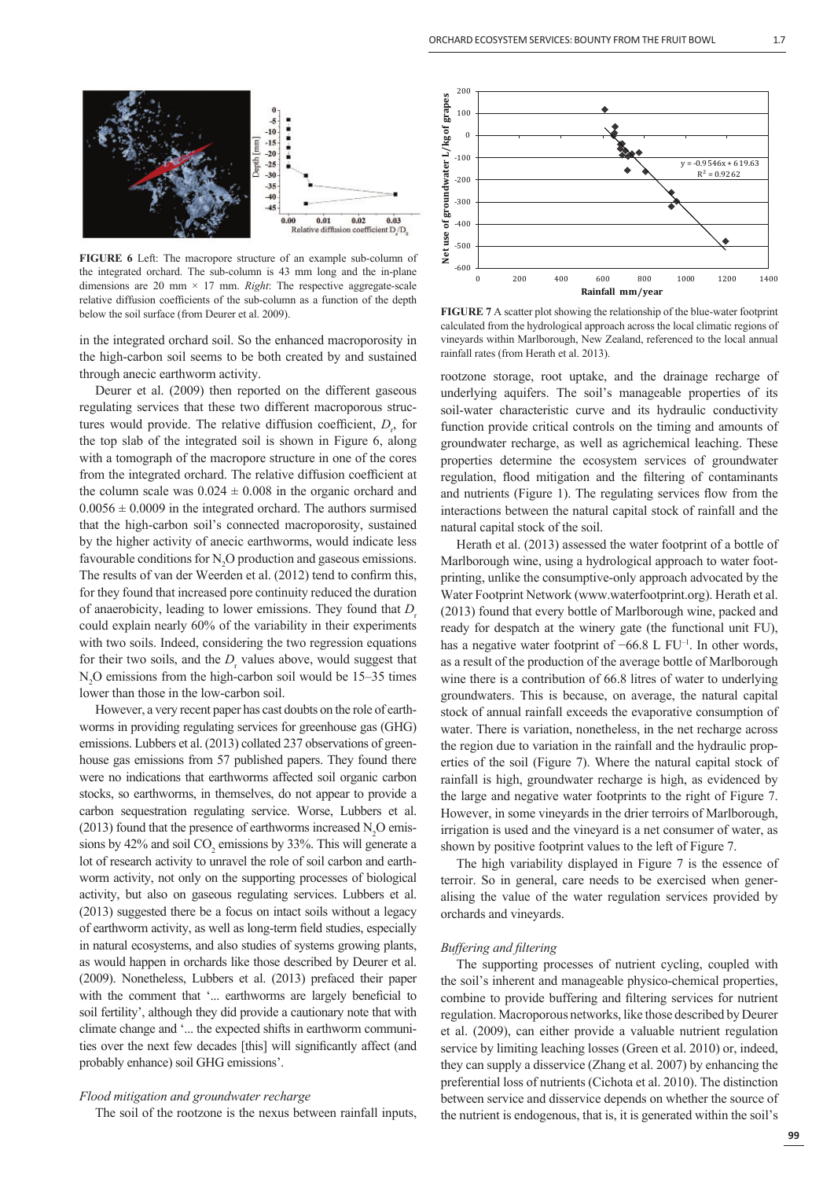FIGURE 6 Left: The macropore structure of an example sub-column of the integrated orchard. The sub-column is 43 mm long and the in-plane dimensions are 20 mm × 17 mm. *Right*: The respective aggregate-scale relative diffusion coefficients of the sub-column as a function of the depth below the soil surface (from Deurer et al. 2009).

in the integrated orchard soil. So the enhanced macroporosity in the high-carbon soil seems to be both created by and sustained through anecic earthworm activity.

Deurer et al. (2009) then reported on the different gaseous regulating services that these two different macroporous structures would provide. The relative diffusion coefficient, $D_r$, for the top slab of the integrated soil is shown in Figure 6, along with a tomograph of the macropore structure in one of the cores from the integrated orchard. The relative diffusion coefficient at the column scale was $0.024 \pm 0.008$ in the organic orchard and $0.0056 \pm 0.0009$ in the integrated orchard. The authors surmised that the high-carbon soil's connected macroporosity, sustained by the higher activity of anecic earthworms, would indicate less favourable conditions for $N_2O$ production and gaseous emissions. The results of van der Weerden et al. (2012) tend to confirm this, for they found that increased pore continuity reduced the duration of anaerobicity, leading to lower emissions. They found that $D_r$ could explain nearly 60% of the variability in their experiments with two soils. Indeed, considering the two regression equations for their two soils, and the $D_r$ values above, would suggest that $N_2O$ emissions from the high-carbon soil would be 15–35 times lower than those in the low-carbon soil.

However, a very recent paper has cast doubts on the role of earthworms in providing regulating services for greenhouse gas (GHG) emissions. Lubbers et al. (2013) collated 237 observations of greenhouse gas emissions from 57 published papers. They found there were no indications that earthworms affected soil organic carbon stocks, so earthworms, in themselves, do not appear to provide a carbon sequestration regulating service. Worse, Lubbers et al. (2013) found that the presence of earthworms increased $N_2O$ emissions by 42% and soil $CO_2$ emissions by 33%. This will generate a lot of research activity to unravel the role of soil carbon and earthworm activity, not only on the supporting processes of biological activity, but also on gaseous regulating services. Lubbers et al. (2013) suggested there be a focus on intact soils without a legacy of earthworm activity, as well as long-term field studies, especially in natural ecosystems, and also studies of systems growing plants, as would happen in orchards like those described by Deurer et al. (2009). Nonetheless, Lubbers et al. (2013) prefaced their paper with the comment that '... earthworms are largely beneficial to soil fertility', although they did provide a cautionary note that with climate change and '... the expected shifts in earthworm communities over the next few decades [this] will significantly affect (and probably enhance) soil GHG emissions'.

*Flood mitigation and groundwater recharge*

The soil of the rootzone is the nexus between rainfall inputs, rootzone storage, root uptake, and the drainage recharge of underlying aquifers. The soil's manageable properties of its soil-water characteristic curve and its hydraulic conductivity function provide critical controls on the timing and amounts of groundwater recharge, as well as agrichemical leaching. These properties determine the ecosystem services of groundwater regulation, flood mitigation and the filtering of contaminants and nutrients (Figure 1). The regulating services flow from the interactions between the natural capital stock of rainfall and the natural capital stock of the soil.

FIGURE 7 A scatter plot showing the relationship of the blue-water footprint calculated from the hydrological approach across the local climatic regions of vineyards within Marlborough, New Zealand, referenced to the local annual rainfall rates (from Herath et al. 2013).

Herath et al. (2013) assessed the water footprint of a bottle of Marlborough wine, using a hydrological approach to water footprinting, unlike the consumptive-only approach advocated by the Water Footprint Network (www.waterfootprint.org). Herath et al. (2013) found that every bottle of Marlborough wine, packed and ready for despatch at the winery gate (the functional unit FU), has a negative water footprint of $-66.8$ L FU$^{-1}$. In other words, as a result of the production of the average bottle of Marlborough wine there is a contribution of 66.8 litres of water to underlying groundwaters. This is because, on average, the natural capital stock of annual rainfall exceeds the evaporative consumption of water. There is variation, nonetheless, in the net recharge across the region due to variation in the rainfall and the hydraulic properties of the soil (Figure 7). Where the natural capital stock of rainfall is high, groundwater recharge is high, as evidenced by the large and negative water footprints to the right of Figure 7. However, in some vineyards in the drier terroirs of Marlborough, irrigation is used and the vineyard is a net consumer of water, as shown by positive footprint values to the left of Figure 7.

The high variability displayed in Figure 7 is the essence of terroir. So in general, care needs to be exercised when generalising the value of the water regulation services provided by orchards and vineyards.

*Buffering and filtering*

The supporting processes of nutrient cycling, coupled with the soil's inherent and manageable physico-chemical properties, combine to provide buffering and filtering services for nutrient regulation. Macroporous networks, like those described by Deurer et al. (2009), can either provide a valuable nutrient regulation service by limiting leaching losses (Green et al. 2010) or, indeed, they can supply a disservice (Zhang et al. 2007) by enhancing the preferential loss of nutrients (Cichota et al. 2010). The distinction between service and disservice depends on whether the source of the nutrient is endogenous, that is, it is generated within the soil's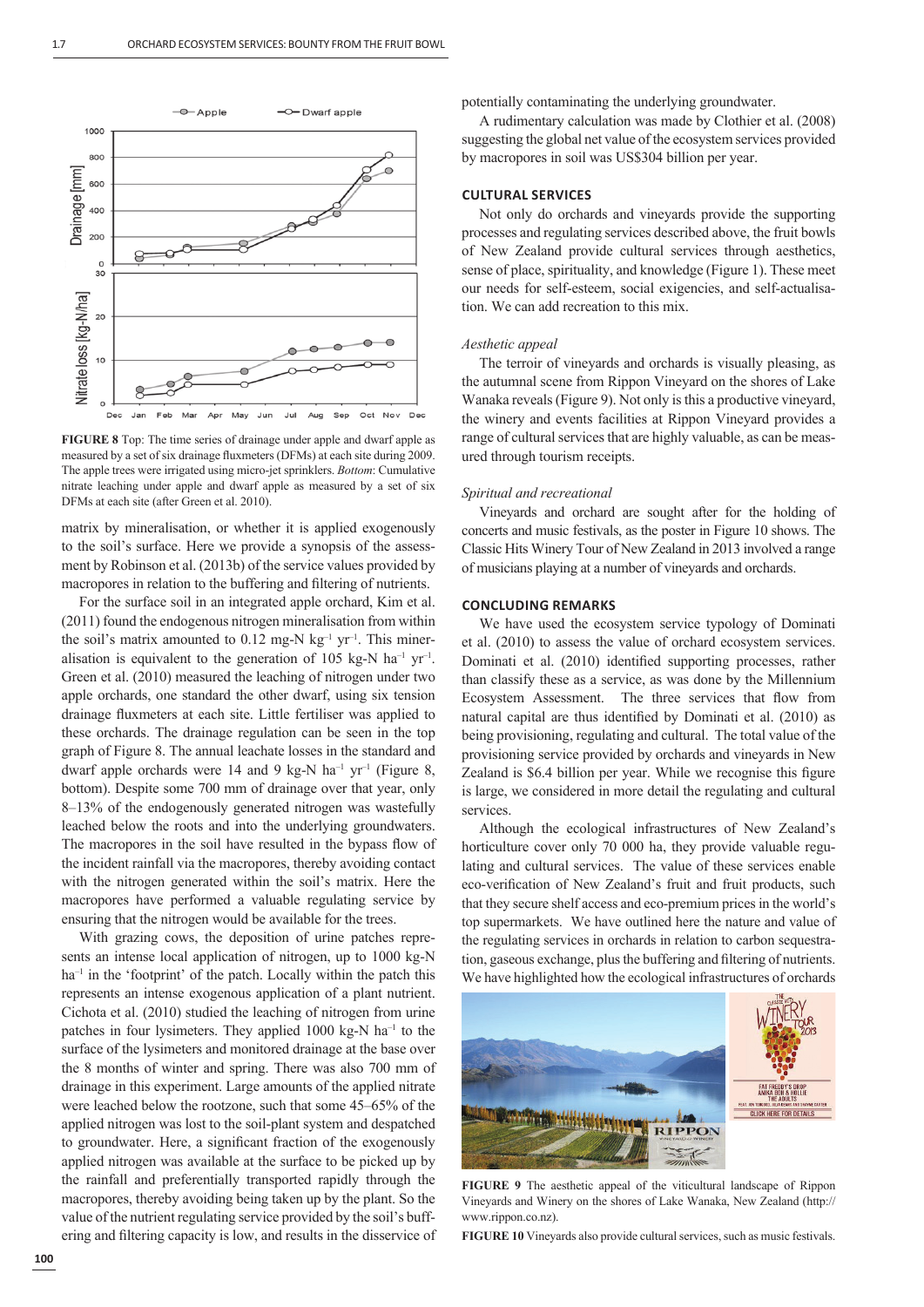FIGURE 8 Top: The time series of drainage under apple and dwarf apple as measured by a set of six drainage fluxmeters (DFMs) at each site during 2009. The apple trees were irrigated using micro-jet sprinklers. *Bottom*: Cumulative nitrate leaching under apple and dwarf apple as measured by a set of six DFMs at each site (after Green et al. 2010).

matrix by mineralisation, or whether it is applied exogenously to the soil's surface. Here we provide a synopsis of the assessment by Robinson et al. (2013b) of the service values provided by macropores in relation to the buffering and filtering of nutrients.

For the surface soil in an integrated apple orchard, Kim et al. (2011) found the endogenous nitrogen mineralisation from within the soil's matrix amounted to 0.12 mg-N kg$^{-1}$ yr$^{-1}$. This mineralisation is equivalent to the generation of 105 kg-N ha$^{-1}$ yr$^{-1}$. Green et al. (2010) measured the leaching of nitrogen under two apple orchards, one standard the other dwarf, using six tension drainage fluxmeters at each site. Little fertiliser was applied to these orchards. The drainage regulation can be seen in the top graph of Figure 8. The annual leachate losses in the standard and dwarf apple orchards were 14 and 9 kg-N ha$^{-1}$ yr$^{-1}$ (Figure 8, bottom). Despite some 700 mm of drainage over that year, only 8–13% of the endogenously generated nitrogen was wastefully leached below the roots and into the underlying groundwaters. The macropores in the soil have resulted in the bypass flow of the incident rainfall via the macropores, thereby avoiding contact with the nitrogen generated within the soil's matrix. Here the macropores have performed a valuable regulating service by ensuring that the nitrogen would be available for the trees.

With grazing cows, the deposition of urine patches represents an intense local application of nitrogen, up to 1000 kg-N ha$^{-1}$ in the 'footprint' of the patch. Locally within the patch this represents an intense exogenous application of a plant nutrient. Cichota et al. (2010) studied the leaching of nitrogen from urine patches in four lysimeters. They applied 1000 kg-N ha$^{-1}$ to the surface of the lysimeters and monitored drainage at the base over the 8 months of winter and spring. There was also 700 mm of drainage in this experiment. Large amounts of the applied nitrate were leached below the rootzone, such that some 45–65% of the applied nitrogen was lost to the soil-plant system and despatched to groundwater. Here, a significant fraction of the exogenously applied nitrogen was available at the surface to be picked up by the rainfall and preferentially transported rapidly through the macropores, thereby avoiding being taken up by the plant. So the value of the nutrient regulating service provided by the soil's buffering and filtering capacity is low, and results in the disservice of potentially contaminating the underlying groundwater.

A rudimentary calculation was made by Clothier et al. (2008) suggesting the global net value of the ecosystem services provided by macropores in soil was US$304 billion per year.

## CULTURAL SERVICES

Not only do orchards and vineyards provide the supporting processes and regulating services described above, the fruit bowls of New Zealand provide cultural services through aesthetics, sense of place, spirituality, and knowledge (Figure 1). These meet our needs for self-esteem, social exigencies, and self-actualisation. We can add recreation to this mix.

### *Aesthetic appeal*

The terroir of vineyards and orchards is visually pleasing, as the autumnal scene from Rippon Vineyard on the shores of Lake Wanaka reveals (Figure 9). Not only is this a productive vineyard, the winery and events facilities at Rippon Vineyard provides a range of cultural services that are highly valuable, as can be measured through tourism receipts.

### *Spiritual and recreational*

Vineyards and orchard are sought after for the holding of concerts and music festivals, as the poster in Figure 10 shows. The Classic Hits Winery Tour of New Zealand in 2013 involved a range of musicians playing at a number of vineyards and orchards.

## CONCLUDING REMARKS

We have used the ecosystem service typology of Dominati et al. (2010) to assess the value of orchard ecosystem services. Dominati et al. (2010) identified supporting processes, rather than classify these as a service, as was done by the Millennium Ecosystem Assessment. The three services that flow from natural capital are thus identified by Dominati et al. (2010) as being provisioning, regulating and cultural. The total value of the provisioning service provided by orchards and vineyards in New Zealand is $6.4 billion per year. While we recognise this figure is large, we considered in more detail the regulating and cultural services.

Although the ecological infrastructures of New Zealand's horticulture cover only 70 000 ha, they provide valuable regulating and cultural services. The value of these services enable eco-verification of New Zealand's fruit and fruit products, such that they secure shelf access and eco-premium prices in the world's top supermarkets. We have outlined here the nature and value of the regulating services in orchards in relation to carbon sequestration, gaseous exchange, plus the buffering and filtering of nutrients. We have highlighted how the ecological infrastructures of orchards

FIGURE 9 The aesthetic appeal of the viticultural landscape of Rippon Vineyards and Winery on the shores of Lake Wanaka, New Zealand (http://www.rippon.co.nz).

FIGURE 10 Vineyards also provide cultural services, such as music festivals.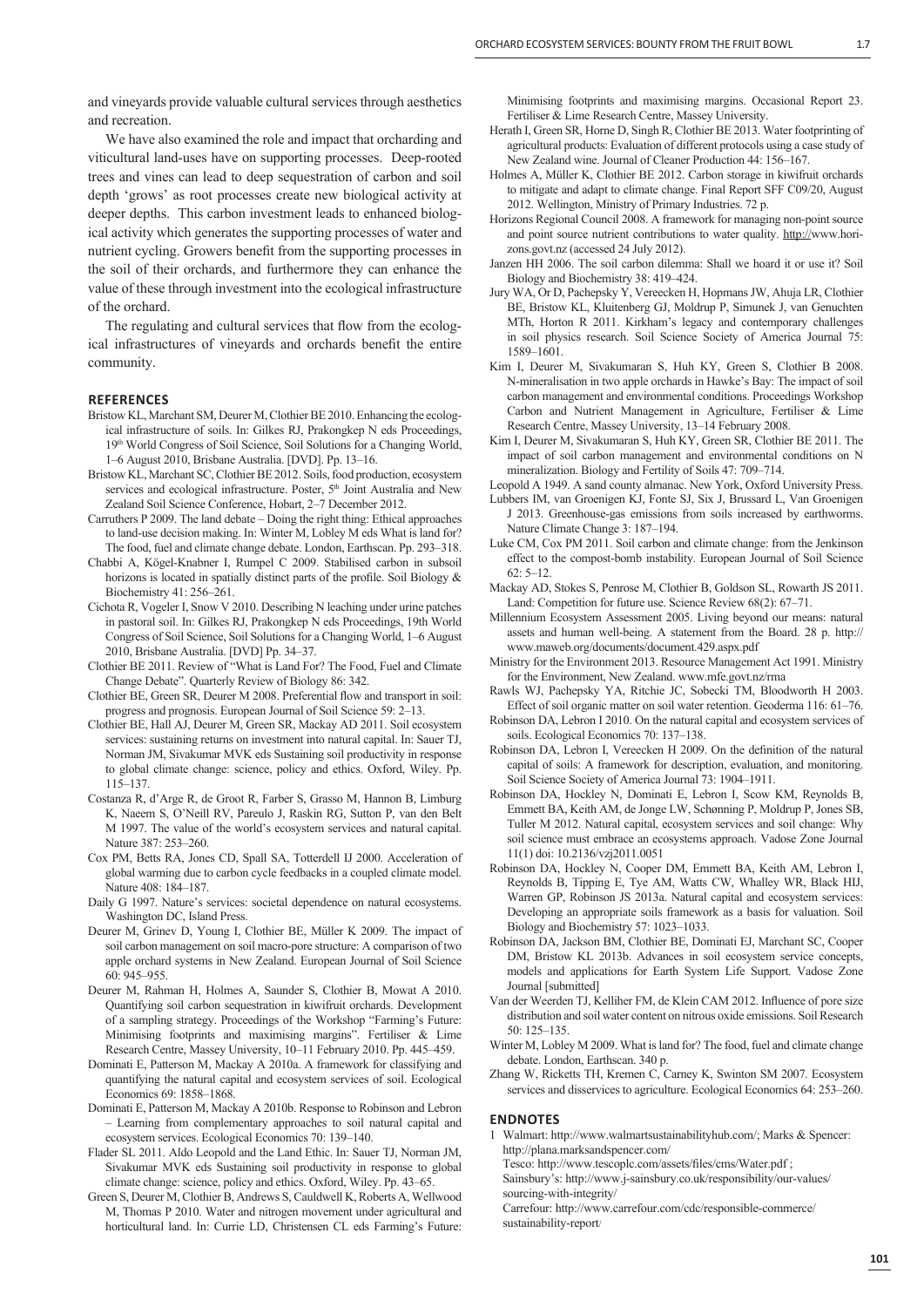and vineyards provide valuable cultural services through aesthetics and recreation.

We have also examined the role and impact that orcharding and viticultural land-uses have on supporting processes. Deep-rooted trees and vines can lead to deep sequestration of carbon and soil depth 'grows' as root processes create new biological activity at deeper depths. This carbon investment leads to enhanced biological activity which generates the supporting processes of water and nutrient cycling. Growers benefit from the supporting processes in the soil of their orchards, and furthermore they can enhance the value of these through investment into the ecological infrastructure of the orchard.

The regulating and cultural services that flow from the ecological infrastructures of vineyards and orchards benefit the entire community.

## REFERENCES

Bristow KL, Marchant SM, Deurer M, Clothier BE 2010. Enhancing the ecological infrastructure of soils. In: Gilkes RJ, Prakongkep N eds Proceedings, 19th World Congress of Soil Science, Soil Solutions for a Changing World, 1–6 August 2010, Brisbane Australia. [DVD]. Pp. 13–16.

Bristow KL, Marchant SC, Clothier BE 2012. Soils, food production, ecosystem services and ecological infrastructure. Poster, 5th Joint Australia and New Zealand Soil Science Conference, Hobart, 2–7 December 2012.

Carruthers P 2009. The land debate – Doing the right thing: Ethical approaches to land-use decision making. In: Winter M, Lobley M eds What is land for? The food, fuel and climate change debate. London, Earthscan. Pp. 293–318.

Chabbi A, Kögel-Knabner I, Rumpel C 2009. Stabilised carbon in subsoil horizons is located in spatially distinct parts of the profile. Soil Biology & Biochemistry 41: 256–261.

Cichota R, Vogeler I, Snow V 2010. Describing N leaching under urine patches in pastoral soil. In: Gilkes RJ, Prakongkep N eds Proceedings, 19th World Congress of Soil Science, Soil Solutions for a Changing World, 1–6 August 2010, Brisbane Australia. [DVD] Pp. 34–37.

Clothier BE 2011. Review of "What is Land For? The Food, Fuel and Climate Change Debate". Quarterly Review of Biology 86: 342.

Clothier BE, Green SR, Deurer M 2008. Preferential flow and transport in soil: progress and prognosis. European Journal of Soil Science 59: 2–13.

Clothier BE, Hall AJ, Deurer M, Green SR, Mackay AD 2011. Soil ecosystem services: sustaining returns on investment into natural capital. In: Sauer TJ, Norman JM, Sivakumar MVK eds Sustaining soil productivity in response to global climate change: science, policy and ethics. Oxford, Wiley. Pp. 115–137.

Costanza R, d'Arge R, de Groot R, Farber S, Grasso M, Hannon B, Limburg K, Naeem S, O'Neill RV, Pareulo J, Raskin RG, Sutton P, van den Belt M 1997. The value of the world's ecosystem services and natural capital. Nature 387: 253–260.

Cox PM, Betts RA, Jones CD, Spall SA, Totterdell IJ 2000. Acceleration of global warming due to carbon cycle feedbacks in a coupled climate model. Nature 408: 184–187.

Daily G 1997. Nature's services: societal dependence on natural ecosystems. Washington DC, Island Press.

Deurer M, Grinev D, Young I, Clothier BE, Müller K 2009. The impact of soil carbon management on soil macro-pore structure: A comparison of two apple orchard systems in New Zealand. European Journal of Soil Science 60: 945–955.

Deurer M, Rahman H, Holmes A, Saunder S, Clothier B, Mowat A 2010. Quantifying soil carbon sequestration in kiwifruit orchards. Development of a sampling strategy. Proceedings of the Workshop "Farming's Future: Minimising footprints and maximising margins". Fertiliser & Lime Research Centre, Massey University, 10–11 February 2010. Pp. 445–459.

Dominati E, Patterson M, Mackay A 2010a. A framework for classifying and quantifying the natural capital and ecosystem services of soil. Ecological Economics 69: 1858–1868.

Dominati E, Patterson M, Mackay A 2010b. Response to Robinson and Lebron – Learning from complementary approaches to soil natural capital and ecosystem services. Ecological Economics 70: 139–140.

Flader SL 2011. Aldo Leopold and the Land Ethic. In: Sauer TJ, Norman JM, Sivakumar MVK eds Sustaining soil productivity in response to global climate change: science, policy and ethics. Oxford, Wiley. Pp. 43–65.

Green S, Deurer M, Clothier B, Andrews S, Cauldwell K, Roberts A, Wellwood M, Thomas P 2010. Water and nitrogen movement under agricultural and horticultural land. In: Currie LD, Christensen CL eds Farming's Future: Minimising footprints and maximising margins. Occasional Report 23. Fertiliser & Lime Research Centre, Massey University.

Herath I, Green SR, Horne D, Singh R, Clothier BE 2013. Water footprinting of agricultural products: Evaluation of different protocols using a case study of New Zealand wine. Journal of Cleaner Production 44: 156–167.

Holmes A, Müller K, Clothier BE 2012. Carbon storage in kiwifruit orchards to mitigate and adapt to climate change. Final Report SFF C09/20, August 2012. Wellington, Ministry of Primary Industries. 72 p.

Horizons Regional Council 2008. A framework for managing non-point source and point source nutrient contributions to water quality. http://www.horizons.govt.nz (accessed 24 July 2012).

Janzen HH 2006. The soil carbon dilemma: Shall we hoard it or use it? Soil Biology and Biochemistry 38: 419–424.

Jury WA, Or D, Pachepsky Y, Vereecken H, Hopmans JW, Ahuja LR, Clothier BE, Bristow KL, Kluitenberg GJ, Moldrup P, Simunek J, van Genuchten MTh, Horton R 2011. Kirkham's legacy and contemporary challenges in soil physics research. Soil Science Society of America Journal 75: 1589–1601.

Kim I, Deurer M, Sivakumaran S, Huh KY, Green S, Clothier B 2008. N-mineralisation in two apple orchards in Hawke's Bay: The impact of soil carbon management and environmental conditions. Proceedings Workshop Carbon and Nutrient Management in Agriculture, Fertiliser & Lime Research Centre, Massey University, 13–14 February 2008.

Kim I, Deurer M, Sivakumaran S, Huh KY, Green SR, Clothier BE 2011. The impact of soil carbon management and environmental conditions on N mineralization. Biology and Fertility of Soils 47: 709–714.

Leopold A 1949. A sand county almanac. New York, Oxford University Press.

Lubbers IM, van Groenigen KJ, Fonte SJ, Six J, Brussard L, Van Groenigen J 2013. Greenhouse-gas emissions from soils increased by earthworms. Nature Climate Change 3: 187–194.

Luke CM, Cox PM 2011. Soil carbon and climate change: from the Jenkinson effect to the compost-bomb instability. European Journal of Soil Science 62: 5–12.

Mackay AD, Stokes S, Penrose M, Clothier B, Goldson SL, Rowarth JS 2011. Land: Competition for future use. Science Review 68(2): 67–71.

Millennium Ecosystem Assessment 2005. Living beyond our means: natural assets and human well-being. A statement from the Board. 28 p. http://www.maweb.org/documents/document.429.aspx.pdf

Ministry for the Environment 2013. Resource Management Act 1991. Ministry for the Environment, New Zealand. www.mfe.govt.nz/rma

Rawls WJ, Pachepsky YA, Ritchie JC, Sobecki TM, Bloodworth H 2003. Effect of soil organic matter on soil water retention. Geoderma 116: 61–76.

Robinson DA, Lebron I 2010. On the natural capital and ecosystem services of soils. Ecological Economics 70: 137–138.

Robinson DA, Lebron I, Vereecken H 2009. On the definition of the natural capital of soils: A framework for description, evaluation, and monitoring. Soil Science Society of America Journal 73: 1904–1911.

Robinson DA, Hockley N, Dominati E, Lebron I, Scow KM, Reynolds B, Emmett BA, Keith AM, de Jonge LW, Schønning P, Moldrup P, Jones SB, Tuller M 2012. Natural capital, ecosystem services and soil change: Why soil science must embrace an ecosystems approach. Vadose Zone Journal 11(1) doi: 10.2136/vzj2011.0051

Robinson DA, Hockley N, Cooper DM, Emmett BA, Keith AM, Lebron I, Reynolds B, Tipping E, Tye AM, Watts CW, Whalley WR, Black HIJ, Warren GP, Robinson JS 2013a. Natural capital and ecosystem services: Developing an appropriate soils framework as a basis for valuation. Soil Biology and Biochemistry 57: 1023–1033.

Robinson DA, Jackson BM, Clothier BE, Dominati EJ, Marchant SC, Cooper DM, Bristow KL 2013b. Advances in soil ecosystem service concepts, models and applications for Earth System Life Support. Vadose Zone Journal [submitted]

Van der Weerden TJ, Kelliher FM, de Klein CAM 2012. Influence of pore size distribution and soil water content on nitrous oxide emissions. Soil Research 50: 125–135.

Winter M, Lobley M 2009. What is land for? The food, fuel and climate change debate. London, Earthscan. 340 p.

Zhang W, Ricketts TH, Kremen C, Carney K, Swinton SM 2007. Ecosystem services and disservices to agriculture. Ecological Economics 64: 253–260.

## ENDNOTES

1 Walmart: http://www.walmartsustainabilityhub.com/; Marks & Spencer: http://plana.marksandspencer.com/
Tesco: http://www.tescoplc.com/assets/files/cms/Water.pdf ;
Sainsbury's: http://www.j-sainsbury.co.uk/responsibility/our-values/sourcing-with-integrity/
Carrefour: http://www.carrefour.com/cdc/responsible-commerce/sustainability-report/